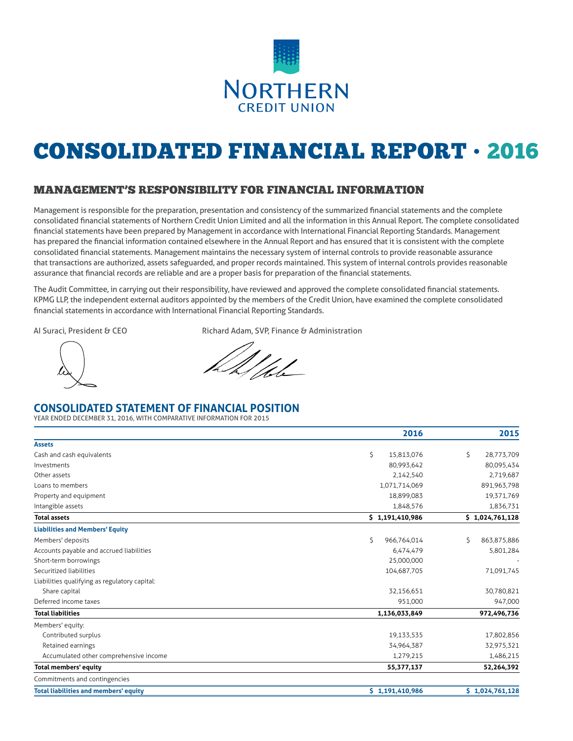NORTHERN
CREDIT UNION

# CONSOLIDATED FINANCIAL REPORT • 2016

## MANAGEMENT'S RESPONSIBILITY FOR FINANCIAL INFORMATION

Management is responsible for the preparation, presentation and consistency of the summarized financial statements and the complete consolidated financial statements of Northern Credit Union Limited and all the information in this Annual Report. The complete consolidated financial statements have been prepared by Management in accordance with International Financial Reporting Standards. Management has prepared the financial information contained elsewhere in the Annual Report and has ensured that it is consistent with the complete consolidated financial statements. Management maintains the necessary system of internal controls to provide reasonable assurance that transactions are authorized, assets safeguarded, and proper records maintained. This system of internal controls provides reasonable assurance that financial records are reliable and are a proper basis for preparation of the financial statements.

The Audit Committee, in carrying out their responsibility, have reviewed and approved the complete consolidated financial statements. KPMG LLP, the independent external auditors appointed by the members of the Credit Union, have examined the complete consolidated financial statements in accordance with International Financial Reporting Standards.

Al Suraci, President & CEO

Richard Adam, SVP, Finance & Administration

## CONSOLIDATED STATEMENT OF FINANCIAL POSITION

YEAR ENDED DECEMBER 31, 2016, WITH COMPARATIVE INFORMATION FOR 2015

| | 2016 | 2015 |
|---|---|---|
| **Assets** | | |
| Cash and cash equivalents | $ 15,813,076 | $ 28,773,709 |
| Investments | 80,993,642 | 80,095,434 |
| Other assets | 2,142,540 | 2,719,687 |
| Loans to members | 1,071,714,069 | 891,963,798 |
| Property and equipment | 18,899,083 | 19,371,769 |
| Intangible assets | 1,848,576 | 1,836,731 |
| **Total assets** | **$ 1,191,410,986** | **$ 1,024,761,128** |
| **Liabilities and Members' Equity** | | |
| Members' deposits | $ 966,764,014 | $ 863,875,886 |
| Accounts payable and accrued liabilities | 6,474,479 | 5,801,284 |
| Short-term borrowings | 25,000,000 | - |
| Securitized liabilities | 104,687,705 | 71,091,745 |
| Liabilities qualifying as regulatory capital: | | |
| Share capital | 32,156,651 | 30,780,821 |
| Deferred income taxes | 951,000 | 947,000 |
| **Total liabilities** | **1,136,033,849** | **972,496,736** |
| Members' equity: | | |
| Contributed surplus | 19,133,535 | 17,802,856 |
| Retained earnings | 34,964,387 | 32,975,321 |
| Accumulated other comprehensive income | 1,279,215 | 1,486,215 |
| **Total members' equity** | **55,377,137** | **52,264,392** |
| Commitments and contingencies | | |
| **Total liabilities and members' equity** | **$ 1,191,410,986** | **$ 1,024,761,128** |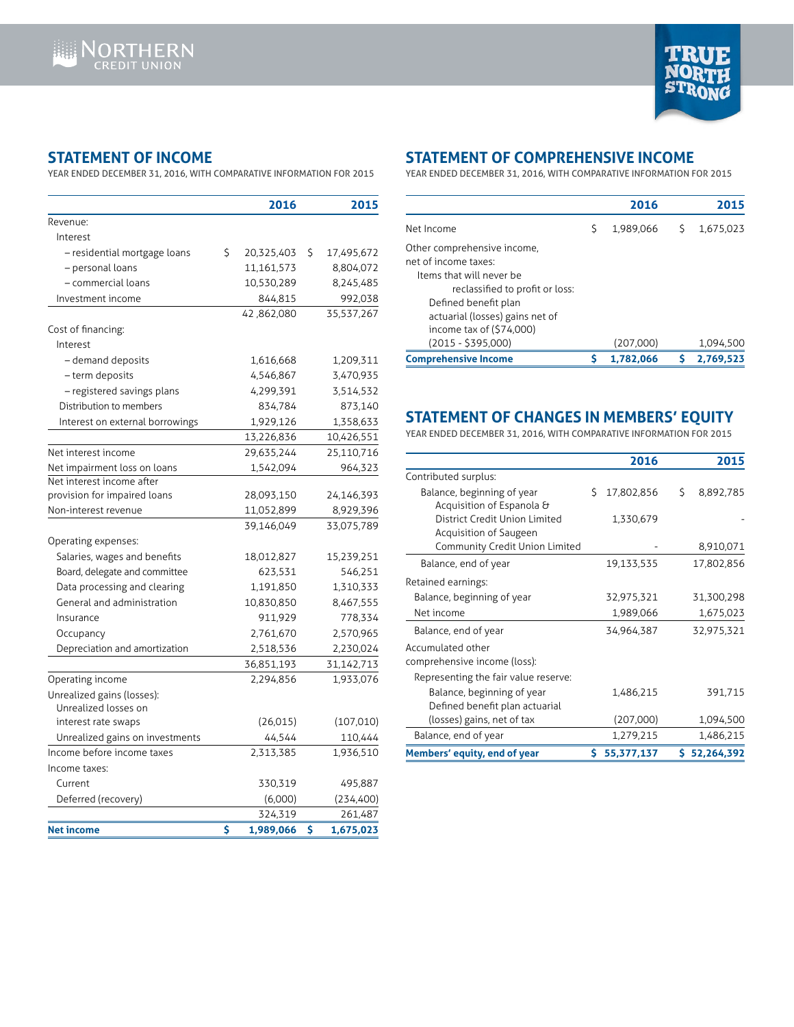## STATEMENT OF INCOME

YEAR ENDED DECEMBER 31, 2016, WITH COMPARATIVE INFORMATION FOR 2015

| | 2016 | 2015 |
|---|---|---|
| Revenue: | | |
| Interest | | |
| – residential mortgage loans | $ 20,325,403 | $ 17,495,672 |
| – personal loans | 11,161,573 | 8,804,072 |
| – commercial loans | 10,530,289 | 8,245,485 |
| Investment income | 844,815 | 992,038 |
| | 42 ,862,080 | 35,537,267 |
| Cost of financing: | | |
| Interest | | |
| – demand deposits | 1,616,668 | 1,209,311 |
| – term deposits | 4,546,867 | 3,470,935 |
| – registered savings plans | 4,299,391 | 3,514,532 |
| Distribution to members | 834,784 | 873,140 |
| Interest on external borrowings | 1,929,126 | 1,358,633 |
| | 13,226,836 | 10,426,551 |
| Net interest income | 29,635,244 | 25,110,716 |
| Net impairment loss on loans | 1,542,094 | 964,323 |
| Net interest income after provision for impaired loans | 28,093,150 | 24,146,393 |
| Non-interest revenue | 11,052,899 | 8,929,396 |
| | 39,146,049 | 33,075,789 |
| Operating expenses: | | |
| Salaries, wages and benefits | 18,012,827 | 15,239,251 |
| Board, delegate and committee | 623,531 | 546,251 |
| Data processing and clearing | 1,191,850 | 1,310,333 |
| General and administration | 10,830,850 | 8,467,555 |
| Insurance | 911,929 | 778,334 |
| Occupancy | 2,761,670 | 2,570,965 |
| Depreciation and amortization | 2,518,536 | 2,230,024 |
| | 36,851,193 | 31,142,713 |
| Operating income | 2,294,856 | 1,933,076 |
| Unrealized gains (losses): | | |
| Unrealized losses on interest rate swaps | (26,015) | (107,010) |
| Unrealized gains on investments | 44,544 | 110,444 |
| Income before income taxes | 2,313,385 | 1,936,510 |
| Income taxes: | | |
| Current | 330,319 | 495,887 |
| Deferred (recovery) | (6,000) | (234,400) |
| | 324,319 | 261,487 |
| **Net income** | **$ 1,989,066** | **$ 1,675,023** |

## STATEMENT OF COMPREHENSIVE INCOME

YEAR ENDED DECEMBER 31, 2016, WITH COMPARATIVE INFORMATION FOR 2015

| | 2016 | 2015 |
|---|---|---|
| Net Income | $ 1,989,066 | $ 1,675,023 |
| Other comprehensive income, net of income taxes: | | |
| Items that will never be reclassified to profit or loss: | | |
| Defined benefit plan actuarial (losses) gains net of income tax of ($74,000) (2015 - $395,000) | (207,000) | 1,094,500 |
| **Comprehensive Income** | **$ 1,782,066** | **$ 2,769,523** |

## STATEMENT OF CHANGES IN MEMBERS' EQUITY

YEAR ENDED DECEMBER 31, 2016, WITH COMPARATIVE INFORMATION FOR 2015

| | 2016 | 2015 |
|---|---|---|
| Contributed surplus: | | |
| Balance, beginning of year | $ 17,802,856 | $ 8,892,785 |
| Acquisition of Espanola & District Credit Union Limited | 1,330,679 | - |
| Acquisition of Saugeen Community Credit Union Limited | - | 8,910,071 |
| Balance, end of year | 19,133,535 | 17,802,856 |
| Retained earnings: | | |
| Balance, beginning of year | 32,975,321 | 31,300,298 |
| Net income | 1,989,066 | 1,675,023 |
| Balance, end of year | 34,964,387 | 32,975,321 |
| Accumulated other comprehensive income (loss): | | |
| Representing the fair value reserve: | | |
| Balance, beginning of year | 1,486,215 | 391,715 |
| Defined benefit plan actuarial (losses) gains, net of tax | (207,000) | 1,094,500 |
| Balance, end of year | 1,279,215 | 1,486,215 |
| **Members' equity, end of year** | **$ 55,377,137** | **$ 52,264,392** |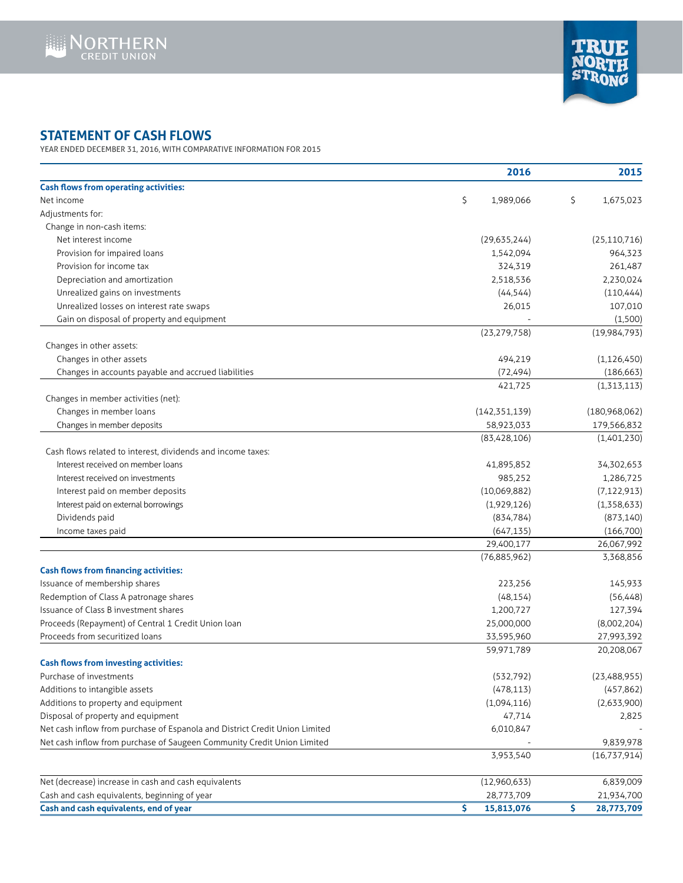## STATEMENT OF CASH FLOWS

YEAR ENDED DECEMBER 31, 2016, WITH COMPARATIVE INFORMATION FOR 2015

| | 2016 | 2015 |
|---|---|---|
| **Cash flows from operating activities:** | | |
| Net income | $ 1,989,066 | $ 1,675,023 |
| Adjustments for: | | |
| Change in non-cash items: | | |
| Net interest income | (29,635,244) | (25,110,716) |
| Provision for impaired loans | 1,542,094 | 964,323 |
| Provision for income tax | 324,319 | 261,487 |
| Depreciation and amortization | 2,518,536 | 2,230,024 |
| Unrealized gains on investments | (44,544) | (110,444) |
| Unrealized losses on interest rate swaps | 26,015 | 107,010 |
| Gain on disposal of property and equipment | - | (1,500) |
| | (23,279,758) | (19,984,793) |
| Changes in other assets: | | |
| Changes in other assets | 494,219 | (1,126,450) |
| Changes in accounts payable and accrued liabilities | (72,494) | (186,663) |
| | 421,725 | (1,313,113) |
| Changes in member activities (net): | | |
| Changes in member loans | (142,351,139) | (180,968,062) |
| Changes in member deposits | 58,923,033 | 179,566,832 |
| | (83,428,106) | (1,401,230) |
| Cash flows related to interest, dividends and income taxes: | | |
| Interest received on member loans | 41,895,852 | 34,302,653 |
| Interest received on investments | 985,252 | 1,286,725 |
| Interest paid on member deposits | (10,069,882) | (7,122,913) |
| Interest paid on external borrowings | (1,929,126) | (1,358,633) |
| Dividends paid | (834,784) | (873,140) |
| Income taxes paid | (647,135) | (166,700) |
| | 29,400,177 | 26,067,992 |
| | (76,885,962) | 3,368,856 |
| **Cash flows from financing activities:** | | |
| Issuance of membership shares | 223,256 | 145,933 |
| Redemption of Class A patronage shares | (48,154) | (56,448) |
| Issuance of Class B investment shares | 1,200,727 | 127,394 |
| Proceeds (Repayment) of Central 1 Credit Union loan | 25,000,000 | (8,002,204) |
| Proceeds from securitized loans | 33,595,960 | 27,993,392 |
| | 59,971,789 | 20,208,067 |
| **Cash flows from investing activities:** | | |
| Purchase of investments | (532,792) | (23,488,955) |
| Additions to intangible assets | (478,113) | (457,862) |
| Additions to property and equipment | (1,094,116) | (2,633,900) |
| Disposal of property and equipment | 47,714 | 2,825 |
| Net cash inflow from purchase of Espanola and District Credit Union Limited | 6,010,847 | - |
| Net cash inflow from purchase of Saugeen Community Credit Union Limited | - | 9,839,978 |
| | 3,953,540 | (16,737,914) |
| Net (decrease) increase in cash and cash equivalents | (12,960,633) | 6,839,009 |
| Cash and cash equivalents, beginning of year | 28,773,709 | 21,934,700 |
| **Cash and cash equivalents, end of year** | **$ 15,813,076** | **$ 28,773,709** |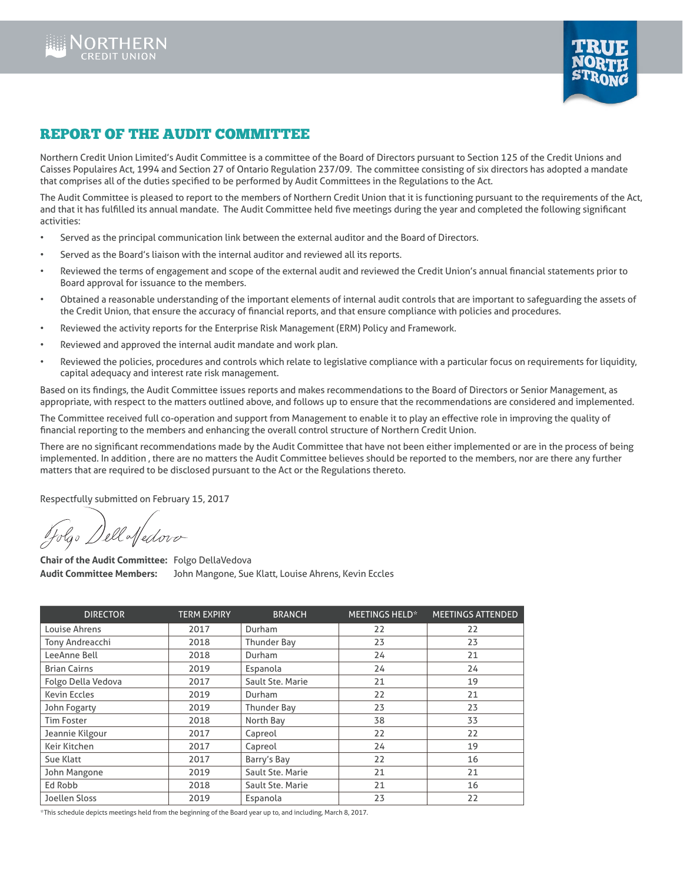# REPORT OF THE AUDIT COMMITTEE

Northern Credit Union Limited's Audit Committee is a committee of the Board of Directors pursuant to Section 125 of the Credit Unions and Caisses Populaires Act, 1994 and Section 27 of Ontario Regulation 237/09. The committee consisting of six directors has adopted a mandate that comprises all of the duties specified to be performed by Audit Committees in the Regulations to the Act.

The Audit Committee is pleased to report to the members of Northern Credit Union that it is functioning pursuant to the requirements of the Act, and that it has fulfilled its annual mandate. The Audit Committee held five meetings during the year and completed the following significant activities:

- Served as the principal communication link between the external auditor and the Board of Directors.
- Served as the Board's liaison with the internal auditor and reviewed all its reports.
- Reviewed the terms of engagement and scope of the external audit and reviewed the Credit Union's annual financial statements prior to Board approval for issuance to the members.
- Obtained a reasonable understanding of the important elements of internal audit controls that are important to safeguarding the assets of the Credit Union, that ensure the accuracy of financial reports, and that ensure compliance with policies and procedures.
- Reviewed the activity reports for the Enterprise Risk Management (ERM) Policy and Framework.
- Reviewed and approved the internal audit mandate and work plan.
- Reviewed the policies, procedures and controls which relate to legislative compliance with a particular focus on requirements for liquidity, capital adequacy and interest rate risk management.

Based on its findings, the Audit Committee issues reports and makes recommendations to the Board of Directors or Senior Management, as appropriate, with respect to the matters outlined above, and follows up to ensure that the recommendations are considered and implemented.

The Committee received full co-operation and support from Management to enable it to play an effective role in improving the quality of financial reporting to the members and enhancing the overall control structure of Northern Credit Union.

There are no significant recommendations made by the Audit Committee that have not been either implemented or are in the process of being implemented. In addition , there are no matters the Audit Committee believes should be reported to the members, nor are there any further matters that are required to be disclosed pursuant to the Act or the Regulations thereto.

Respectfully submitted on February 15, 2017

Folgo DellaVedova

**Chair of the Audit Committee:** Folgo DellaVedova
**Audit Committee Members:** John Mangone, Sue Klatt, Louise Ahrens, Kevin Eccles

| DIRECTOR | TERM EXPIRY | BRANCH | MEETINGS HELD* | MEETINGS ATTENDED |
|---|---|---|---|---|
| Louise Ahrens | 2017 | Durham | 22 | 22 |
| Tony Andreacchi | 2018 | Thunder Bay | 23 | 23 |
| LeeAnne Bell | 2018 | Durham | 24 | 21 |
| Brian Cairns | 2019 | Espanola | 24 | 24 |
| Folgo Della Vedova | 2017 | Sault Ste. Marie | 21 | 19 |
| Kevin Eccles | 2019 | Durham | 22 | 21 |
| John Fogarty | 2019 | Thunder Bay | 23 | 23 |
| Tim Foster | 2018 | North Bay | 38 | 33 |
| Jeannie Kilgour | 2017 | Capreol | 22 | 22 |
| Keir Kitchen | 2017 | Capreol | 24 | 19 |
| Sue Klatt | 2017 | Barry's Bay | 22 | 16 |
| John Mangone | 2019 | Sault Ste. Marie | 21 | 21 |
| Ed Robb | 2018 | Sault Ste. Marie | 21 | 16 |
| Joellen Sloss | 2019 | Espanola | 23 | 22 |

*This schedule depicts meetings held from the beginning of the Board year up to, and including, March 8, 2017.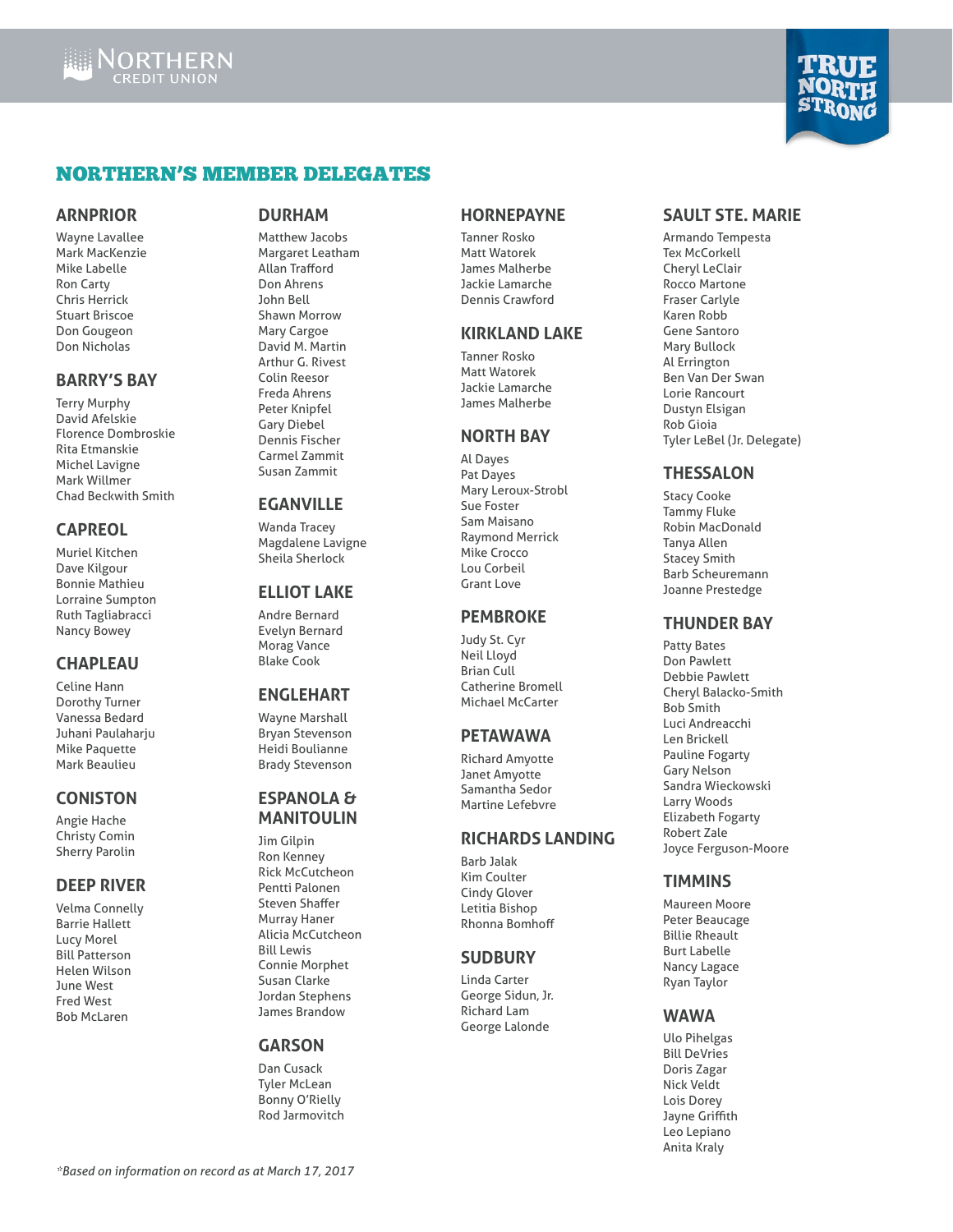# NORTHERN'S MEMBER DELEGATES

## ARNPRIOR

Wayne Lavallee
Mark MacKenzie
Mike Labelle
Ron Carty
Chris Herrick
Stuart Briscoe
Don Gougeon
Don Nicholas

## BARRY'S BAY

Terry Murphy
David Afelskie
Florence Dombroskie
Rita Etmanskie
Michel Lavigne
Mark Willmer
Chad Beckwith Smith

## CAPREOL

Muriel Kitchen
Dave Kilgour
Bonnie Mathieu
Lorraine Sumpton
Ruth Tagliabracci
Nancy Bowey

## CHAPLEAU

Celine Hann
Dorothy Turner
Vanessa Bedard
Juhani Paulaharju
Mike Paquette
Mark Beaulieu

## CONISTON

Angie Hache
Christy Comin
Sherry Parolin

## DEEP RIVER

Velma Connelly
Barrie Hallett
Lucy Morel
Bill Patterson
Helen Wilson
June West
Fred West
Bob McLaren

## DURHAM

Matthew Jacobs
Margaret Leatham
Allan Trafford
Don Ahrens
John Bell
Shawn Morrow
Mary Cargoe
David M. Martin
Arthur G. Rivest
Colin Reesor
Freda Ahrens
Peter Knipfel
Gary Diebel
Dennis Fischer
Carmel Zammit
Susan Zammit

## EGANVILLE

Wanda Tracey
Magdalene Lavigne
Sheila Sherlock

## ELLIOT LAKE

Andre Bernard
Evelyn Bernard
Morag Vance
Blake Cook

## ENGLEHART

Wayne Marshall
Bryan Stevenson
Heidi Boulianne
Brady Stevenson

## ESPANOLA & MANITOULIN

Jim Gilpin
Ron Kenney
Rick McCutcheon
Pentti Palonen
Steven Shaffer
Murray Haner
Alicia McCutcheon
Bill Lewis
Connie Morphet
Susan Clarke
Jordan Stephens
James Brandow

## GARSON

Dan Cusack
Tyler McLean
Bonny O'Rielly
Rod Jarmovitch

## HORNEPAYNE

Tanner Rosko
Matt Watorek
James Malherbe
Jackie Lamarche
Dennis Crawford

## KIRKLAND LAKE

Tanner Rosko
Matt Watorek
Jackie Lamarche
James Malherbe

## NORTH BAY

Al Dayes
Pat Dayes
Mary Leroux-Strobl
Sue Foster
Sam Maisano
Raymond Merrick
Mike Crocco
Lou Corbeil
Grant Love

## PEMBROKE

Judy St. Cyr
Neil Lloyd
Brian Cull
Catherine Bromell
Michael McCarter

## PETAWAWA

Richard Amyotte
Janet Amyotte
Samantha Sedor
Martine Lefebvre

## RICHARDS LANDING

Barb Jalak
Kim Coulter
Cindy Glover
Letitia Bishop
Rhonna Bomhoff

## SUDBURY

Linda Carter
George Sidun, Jr.
Richard Lam
George Lalonde

## SAULT STE. MARIE

Armando Tempesta
Tex McCorkell
Cheryl LeClair
Rocco Martone
Fraser Carlyle
Karen Robb
Gene Santoro
Mary Bullock
Al Errington
Ben Van Der Swan
Lorie Rancourt
Dustyn Elsigan
Rob Gioia
Tyler LeBel (Jr. Delegate)

## THESSALON

Stacy Cooke
Tammy Fluke
Robin MacDonald
Tanya Allen
Stacey Smith
Barb Scheuremann
Joanne Prestedge

## THUNDER BAY

Patty Bates
Don Pawlett
Debbie Pawlett
Cheryl Balacko-Smith
Bob Smith
Luci Andreacchi
Len Brickell
Pauline Fogarty
Gary Nelson
Sandra Wieckowski
Larry Woods
Elizabeth Fogarty
Robert Zale
Joyce Ferguson-Moore

## TIMMINS

Maureen Moore
Peter Beaucage
Billie Rheault
Burt Labelle
Nancy Lagace
Ryan Taylor

## WAWA

Ulo Pihelgas
Bill DeVries
Doris Zagar
Nick Veldt
Lois Dorey
Jayne Griffith
Leo Lepiano
Anita Kraly

*Based on information on record as at March 17, 2017*